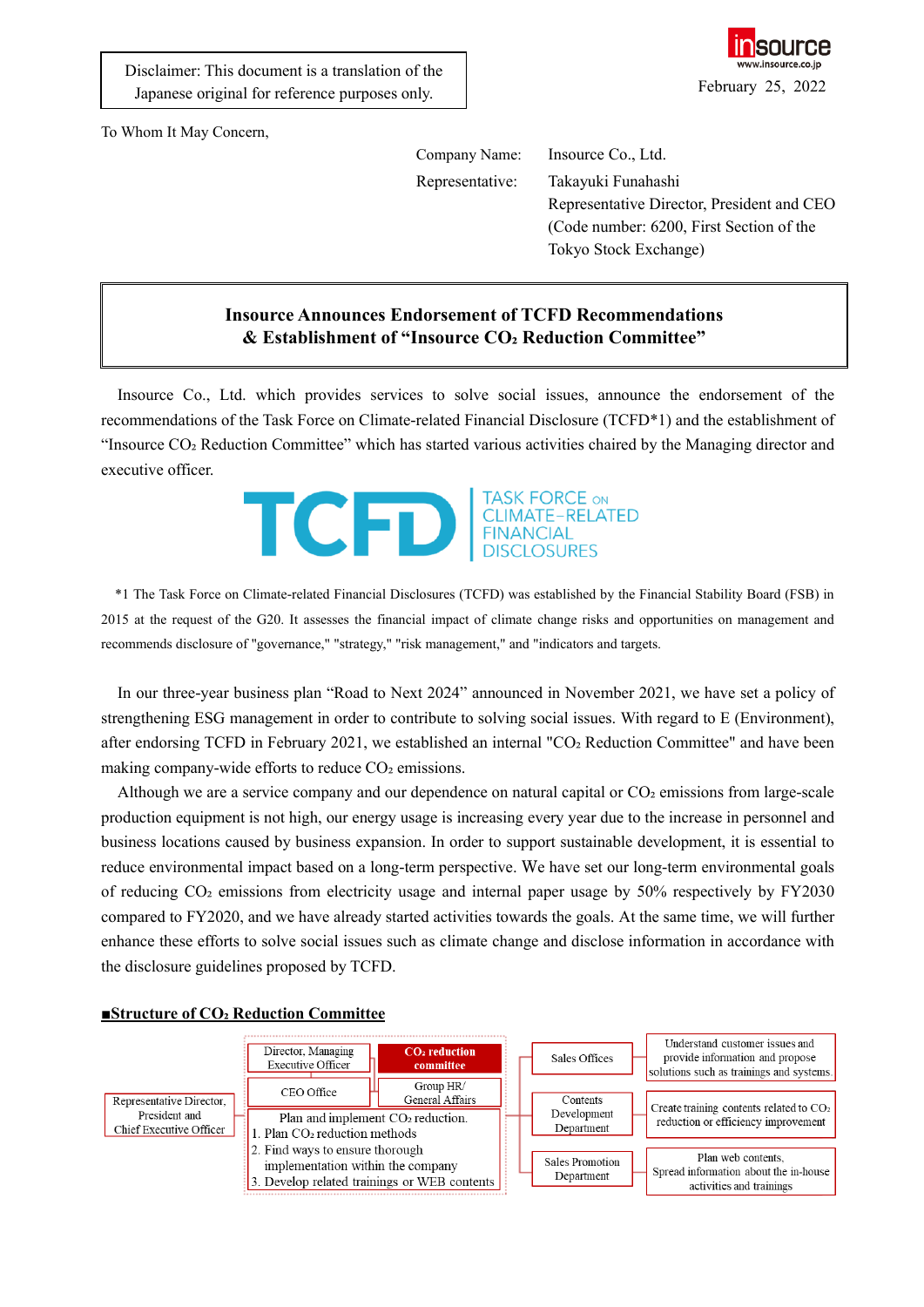Disclaimer: This document is a translation of the Japanese original for reference purposes only.

insource
www.insource.co.jp

February 25, 2022

To Whom It May Concern,

Company Name: Insource Co., Ltd.
Representative: Takayuki Funahashi
Representative Director, President and CEO
(Code number: 6200, First Section of the Tokyo Stock Exchange)

# Insource Announces Endorsement of TCFD Recommendations & Establishment of "Insource $CO_2$ Reduction Committee"

Insource Co., Ltd. which provides services to solve social issues, announce the endorsement of the recommendations of the Task Force on Climate-related Financial Disclosure (TCFD*1) and the establishment of "Insource $CO_2$ Reduction Committee" which has started various activities chaired by the Managing director and executive officer.

TCFD TASK FORCE ON CLIMATE-RELATED FINANCIAL DISCLOSURES

*1 The Task Force on Climate-related Financial Disclosures (TCFD) was established by the Financial Stability Board (FSB) in 2015 at the request of the G20. It assesses the financial impact of climate change risks and opportunities on management and recommends disclosure of "governance," "strategy," "risk management," and "indicators and targets.

In our three-year business plan "Road to Next 2024" announced in November 2021, we have set a policy of strengthening ESG management in order to contribute to solving social issues. With regard to E (Environment), after endorsing TCFD in February 2021, we established an internal "$CO_2$ Reduction Committee" and have been making company-wide efforts to reduce $CO_2$ emissions.

Although we are a service company and our dependence on natural capital or $CO_2$ emissions from large-scale production equipment is not high, our energy usage is increasing every year due to the increase in personnel and business locations caused by business expansion. In order to support sustainable development, it is essential to reduce environmental impact based on a long-term perspective. We have set our long-term environmental goals of reducing $CO_2$ emissions from electricity usage and internal paper usage by 50% respectively by FY2030 compared to FY2020, and we have already started activities towards the goals. At the same time, we will further enhance these efforts to solve social issues such as climate change and disclose information in accordance with the disclosure guidelines proposed by TCFD.

## ■Structure of $CO_2$ Reduction Committee

- Representative Director, President and Chief Executive Officer
  - **$CO_2$ reduction committee**
    - Director, Managing Executive Officer
    - CEO Office
    - Group HR/ General Affairs
    - Plan and implement $CO_2$ reduction.
      1. Plan $CO_2$ reduction methods
      2. Find ways to ensure thorough implementation within the company
      3. Develop related trainings or WEB contents
    - Sales Offices: Understand customer issues and provide information and propose solutions such as trainings and systems.
    - Contents Development Department: Create training contents related to $CO_2$ reduction or efficiency improvement
    - Sales Promotion Department: Plan web contents, Spread information about the in-house activities and trainings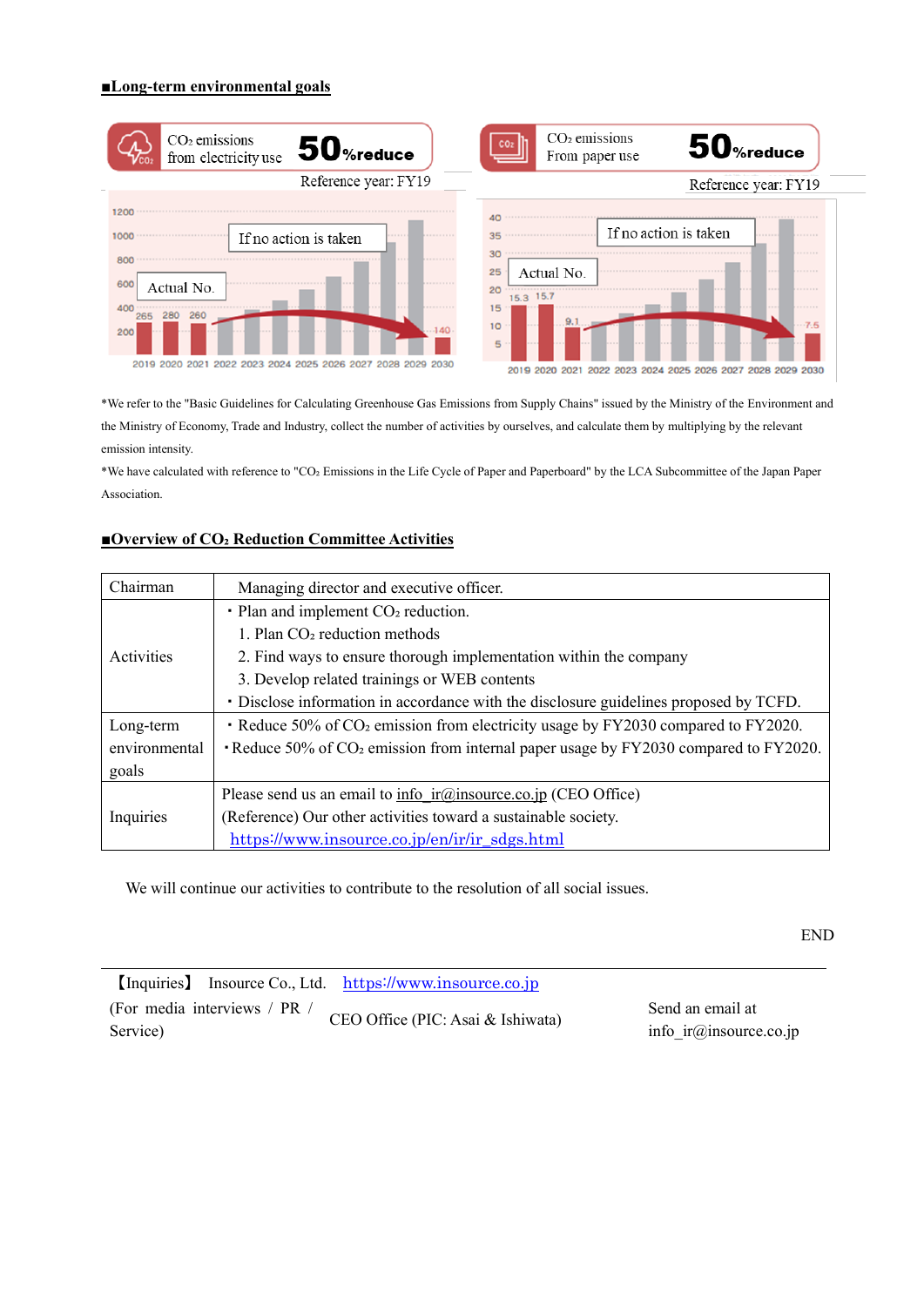## ■Long-term environmental goals

$CO_2$ emissions from electricity use **50%reduce**

Reference year: FY19

1200
1000
800
600
400
200

If no action is taken

Actual No.

265 280 260

140

2019 2020 2021 2022 2023 2024 2025 2026 2027 2028 2029 2030

$CO_2$ emissions From paper use **50%reduce**

Reference year: FY19

40
35
30
25
20
15
10
5

If no action is taken

Actual No.

15.3 15.7

9.1

7.5

2019 2020 2021 2022 2023 2024 2025 2026 2027 2028 2029 2030

*We refer to the "Basic Guidelines for Calculating Greenhouse Gas Emissions from Supply Chains" issued by the Ministry of the Environment and the Ministry of Economy, Trade and Industry, collect the number of activities by ourselves, and calculate them by multiplying by the relevant emission intensity.

*We have calculated with reference to "$CO_2$ Emissions in the Life Cycle of Paper and Paperboard" by the LCA Subcommittee of the Japan Paper Association.

## ■Overview of $CO_2$ Reduction Committee Activities

| | |
|---|---|
| Chairman | Managing director and executive officer. |
| Activities | ・Plan and implement $CO_2$ reduction.<br>1. Plan $CO_2$ reduction methods<br>2. Find ways to ensure thorough implementation within the company<br>3. Develop related trainings or WEB contents<br>・Disclose information in accordance with the disclosure guidelines proposed by TCFD. |
| Long-term environmental goals | ・Reduce 50% of $CO_2$ emission from electricity usage by FY2030 compared to FY2020.<br>・Reduce 50% of $CO_2$ emission from internal paper usage by FY2030 compared to FY2020. |
| Inquiries | Please send us an email to info_ir@insource.co.jp (CEO Office)<br>(Reference) Our other activities toward a sustainable society.<br>https://www.insource.co.jp/en/ir/ir_sdgs.html |

We will continue our activities to contribute to the resolution of all social issues.

END

【Inquiries】 Insource Co., Ltd. https://www.insource.co.jp

(For media interviews / PR / Service) CEO Office (PIC: Asai & Ishiwata) Send an email at info_ir@insource.co.jp